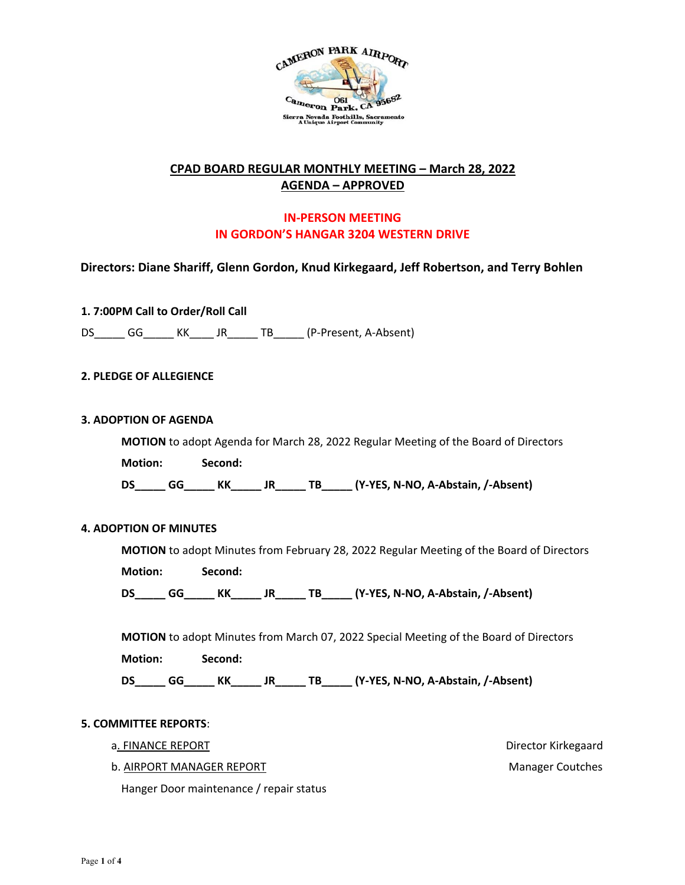# CPAD BOARD REGULAR MONTHLY MEETING – March 28, 2022
## AGENDA – APPROVED

**IN-PERSON MEETING**
**IN GORDON'S HANGAR 3204 WESTERN DRIVE**

**Directors: Diane Shariff, Glenn Gordon, Knud Kirkegaard, Jeff Robertson, and Terry Bohlen**

**1. 7:00PM Call to Order/Roll Call**

DS_____ GG_____ KK____ JR_____ TB_____ (P-Present, A-Absent)

**2. PLEDGE OF ALLEGIENCE**

**3. ADOPTION OF AGENDA**

**MOTION** to adopt Agenda for March 28, 2022 Regular Meeting of the Board of Directors

**Motion: Second:**

**DS_____ GG_____ KK_____ JR_____ TB_____ (Y-YES, N-NO, A-Abstain, /-Absent)**

**4. ADOPTION OF MINUTES**

**MOTION** to adopt Minutes from February 28, 2022 Regular Meeting of the Board of Directors

**Motion: Second:**

**DS_____ GG_____ KK_____ JR_____ TB_____ (Y-YES, N-NO, A-Abstain, /-Absent)**

**MOTION** to adopt Minutes from March 07, 2022 Special Meeting of the Board of Directors

**Motion: Second:**

**DS_____ GG_____ KK_____ JR_____ TB_____ (Y-YES, N-NO, A-Abstain, /-Absent)**

**5. COMMITTEE REPORTS**:

a. FINANCE REPORT — Director Kirkegaard

b. AIRPORT MANAGER REPORT — Manager Coutches

Hanger Door maintenance / repair status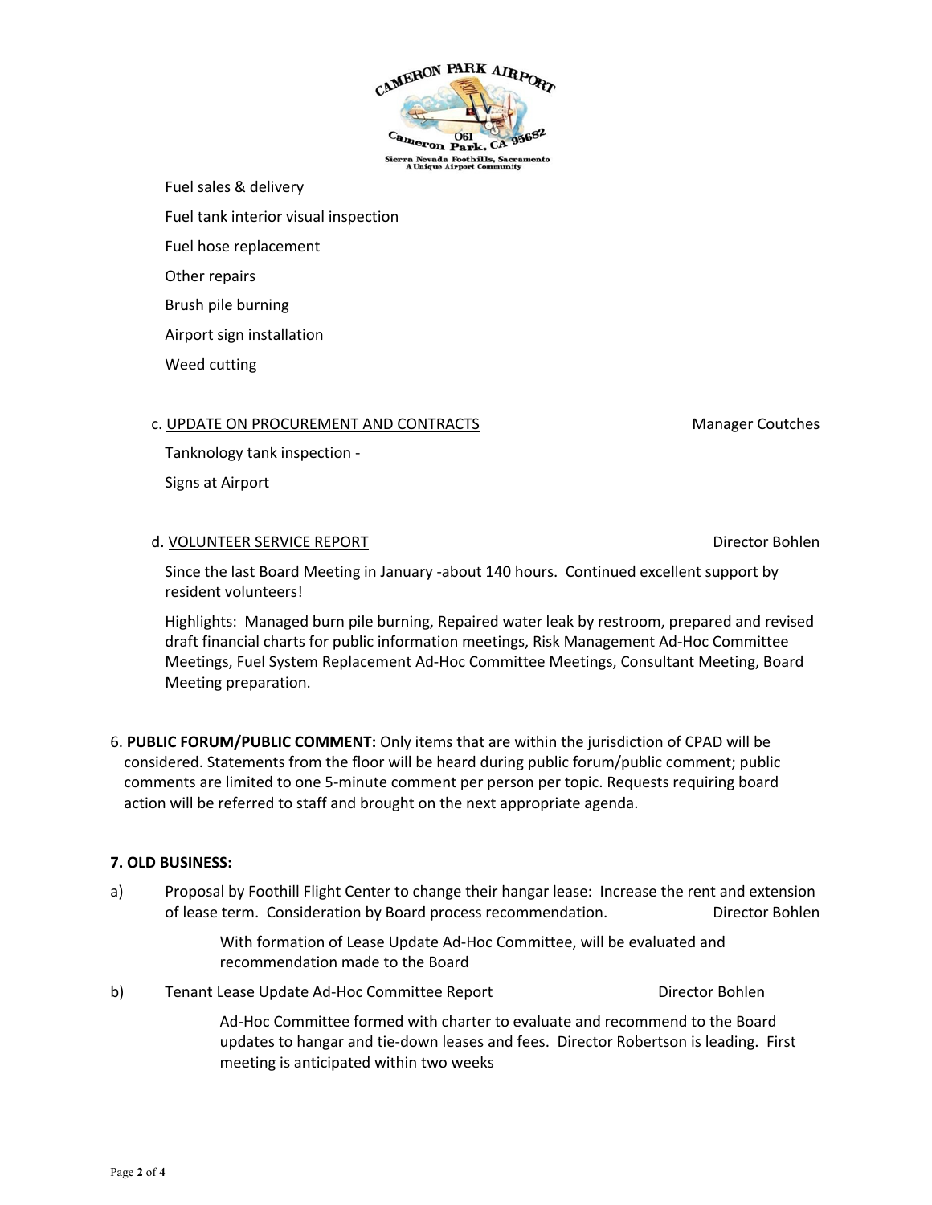Fuel sales & delivery

Fuel tank interior visual inspection

Fuel hose replacement

Other repairs

Brush pile burning

Airport sign installation

Weed cutting

c. UPDATE ON PROCUREMENT AND CONTRACTS — Manager Coutches

Tanknology tank inspection -

Signs at Airport

d. VOLUNTEER SERVICE REPORT — Director Bohlen

Since the last Board Meeting in January -about 140 hours. Continued excellent support by resident volunteers!

Highlights: Managed burn pile burning, Repaired water leak by restroom, prepared and revised draft financial charts for public information meetings, Risk Management Ad-Hoc Committee Meetings, Fuel System Replacement Ad-Hoc Committee Meetings, Consultant Meeting, Board Meeting preparation.

6. **PUBLIC FORUM/PUBLIC COMMENT:** Only items that are within the jurisdiction of CPAD will be considered. Statements from the floor will be heard during public forum/public comment; public comments are limited to one 5-minute comment per person per topic. Requests requiring board action will be referred to staff and brought on the next appropriate agenda.

**7. OLD BUSINESS:**

a) Proposal by Foothill Flight Center to change their hangar lease: Increase the rent and extension of lease term. Consideration by Board process recommendation. — Director Bohlen

With formation of Lease Update Ad-Hoc Committee, will be evaluated and recommendation made to the Board

b) Tenant Lease Update Ad-Hoc Committee Report — Director Bohlen

Ad-Hoc Committee formed with charter to evaluate and recommend to the Board updates to hangar and tie-down leases and fees. Director Robertson is leading. First meeting is anticipated within two weeks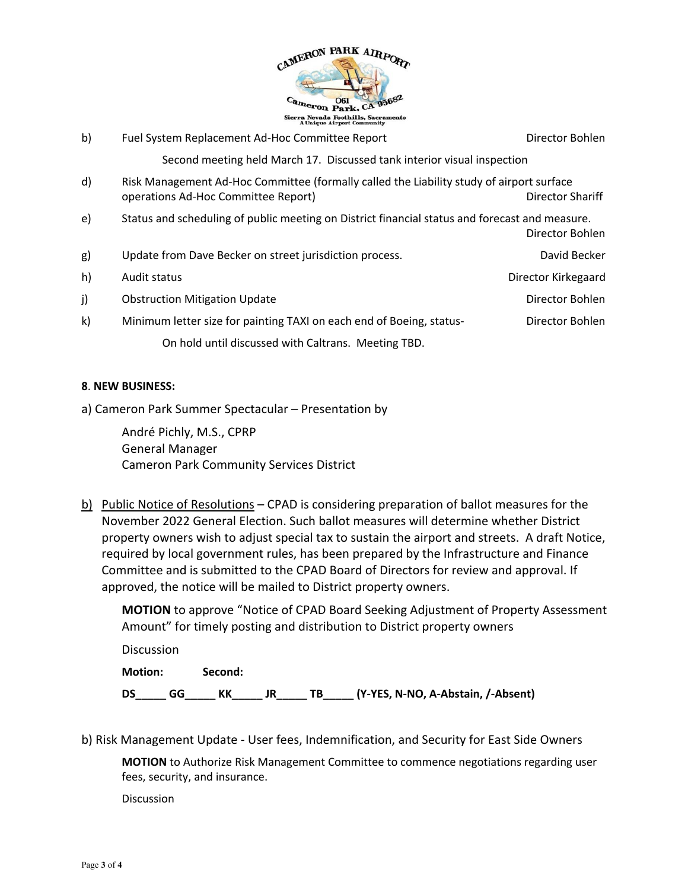b) Fuel System Replacement Ad-Hoc Committee Report — Director Bohlen

Second meeting held March 17. Discussed tank interior visual inspection

d) Risk Management Ad-Hoc Committee (formally called the Liability study of airport surface operations Ad-Hoc Committee Report) — Director Shariff

e) Status and scheduling of public meeting on District financial status and forecast and measure. — Director Bohlen

g) Update from Dave Becker on street jurisdiction process. — David Becker

h) Audit status — Director Kirkegaard

j) Obstruction Mitigation Update — Director Bohlen

k) Minimum letter size for painting TAXI on each end of Boeing, status- — Director Bohlen

On hold until discussed with Caltrans. Meeting TBD.

**8. NEW BUSINESS:**

a) Cameron Park Summer Spectacular – Presentation by

André Pichly, M.S., CPRP
General Manager
Cameron Park Community Services District

b) Public Notice of Resolutions – CPAD is considering preparation of ballot measures for the November 2022 General Election. Such ballot measures will determine whether District property owners wish to adjust special tax to sustain the airport and streets. A draft Notice, required by local government rules, has been prepared by the Infrastructure and Finance Committee and is submitted to the CPAD Board of Directors for review and approval. If approved, the notice will be mailed to District property owners.

**MOTION** to approve "Notice of CPAD Board Seeking Adjustment of Property Assessment Amount" for timely posting and distribution to District property owners

Discussion

**Motion:** **Second:**

**DS_____ GG_____ KK_____ JR_____ TB_____ (Y-YES, N-NO, A-Abstain, /-Absent)**

b) Risk Management Update - User fees, Indemnification, and Security for East Side Owners

**MOTION** to Authorize Risk Management Committee to commence negotiations regarding user fees, security, and insurance.

Discussion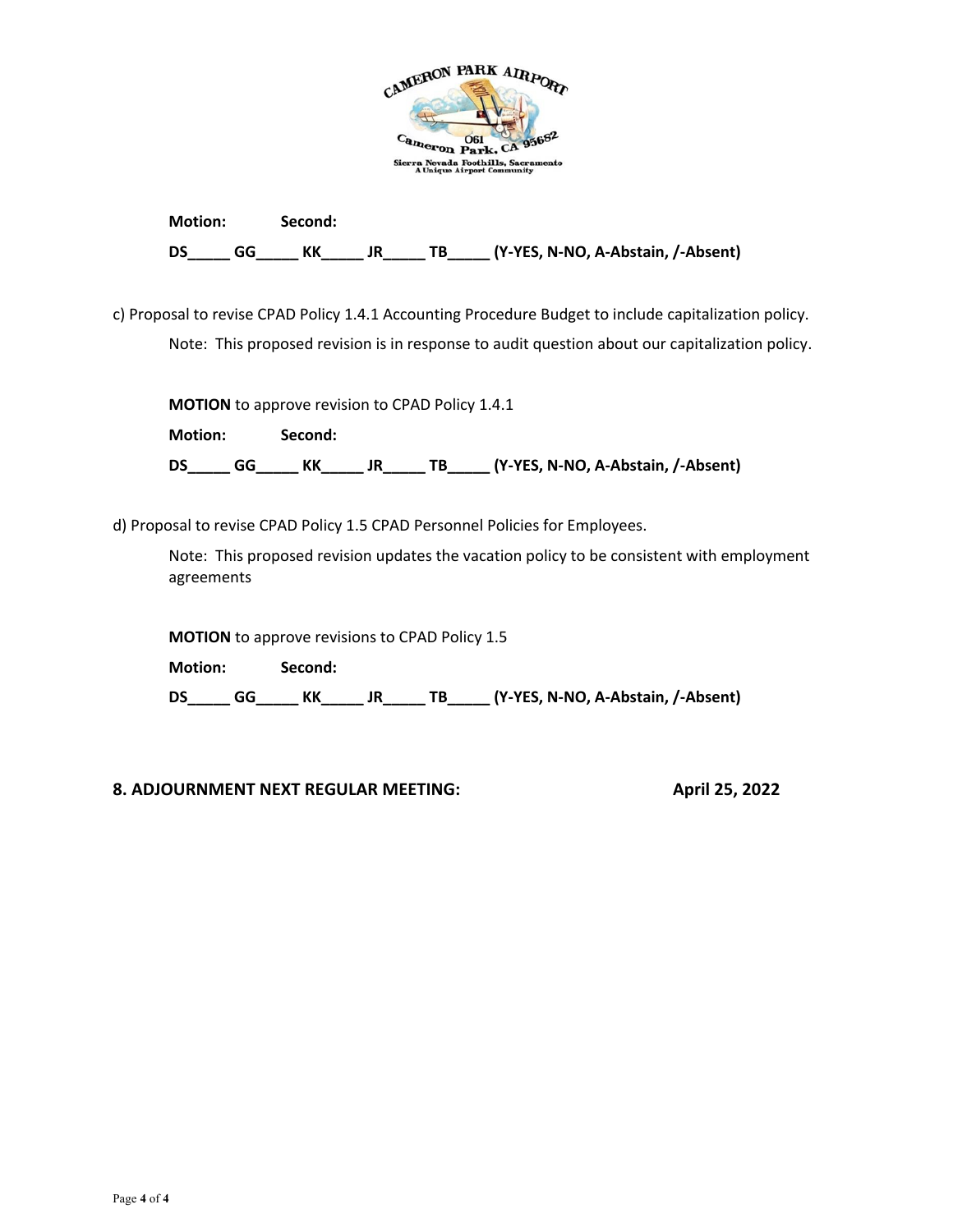**Motion:** **Second:**

**DS_____ GG_____ KK_____ JR_____ TB_____ (Y-YES, N-NO, A-Abstain, /-Absent)**

c) Proposal to revise CPAD Policy 1.4.1 Accounting Procedure Budget to include capitalization policy.

Note: This proposed revision is in response to audit question about our capitalization policy.

**MOTION** to approve revision to CPAD Policy 1.4.1

**Motion:** **Second:**

**DS_____ GG_____ KK_____ JR_____ TB_____ (Y-YES, N-NO, A-Abstain, /-Absent)**

d) Proposal to revise CPAD Policy 1.5 CPAD Personnel Policies for Employees.

Note: This proposed revision updates the vacation policy to be consistent with employment agreements

**MOTION** to approve revisions to CPAD Policy 1.5

**Motion:** **Second:**

**DS_____ GG_____ KK_____ JR_____ TB_____ (Y-YES, N-NO, A-Abstain, /-Absent)**

## 8. ADJOURNMENT NEXT REGULAR MEETING: April 25, 2022